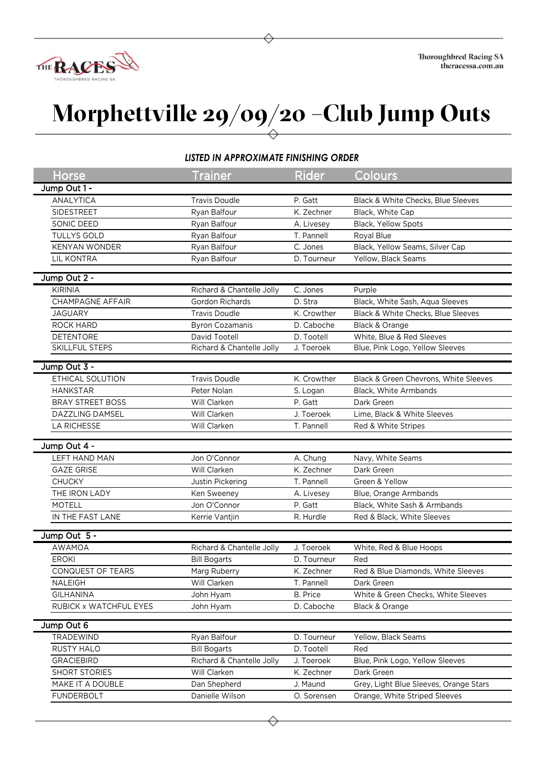# Morphettville 29/09/20 –Club Jump Outs

***LISTED IN APPROXIMATE FINISHING ORDER***

| Horse | Trainer | Rider | Colours |
|---|---|---|---|
| **Jump Out 1 -** | | | |
| ANALYTICA | Travis Doudle | P. Gatt | Black & White Checks, Blue Sleeves |
| SIDESTREET | Ryan Balfour | K. Zechner | Black, White Cap |
| SONIC DEED | Ryan Balfour | A. Livesey | Black, Yellow Spots |
| TULLYS GOLD | Ryan Balfour | T. Pannell | Royal Blue |
| KENYAN WONDER | Ryan Balfour | C. Jones | Black, Yellow Seams, Silver Cap |
| LIL KONTRA | Ryan Balfour | D. Tourneur | Yellow, Black Seams |
| **Jump Out 2 -** | | | |
| KIRINIA | Richard & Chantelle Jolly | C. Jones | Purple |
| CHAMPAGNE AFFAIR | Gordon Richards | D. Stra | Black, White Sash, Aqua Sleeves |
| JAGUARY | Travis Doudle | K. Crowther | Black & White Checks, Blue Sleeves |
| ROCK HARD | Byron Cozamanis | D. Caboche | Black & Orange |
| DETENTORE | David Tootell | D. Tootell | White, Blue & Red Sleeves |
| SKILLFUL STEPS | Richard & Chantelle Jolly | J. Toeroek | Blue, Pink Logo, Yellow Sleeves |
| **Jump Out 3 -** | | | |
| ETHICAL SOLUTION | Travis Doudle | K. Crowther | Black & Green Chevrons, White Sleeves |
| HANKSTAR | Peter Nolan | S. Logan | Black, White Armbands |
| BRAY STREET BOSS | Will Clarken | P. Gatt | Dark Green |
| DAZZLING DAMSEL | Will Clarken | J. Toeroek | Lime, Black & White Sleeves |
| LA RICHESSE | Will Clarken | T. Pannell | Red & White Stripes |
| **Jump Out 4 -** | | | |
| LEFT HAND MAN | Jon O'Connor | A. Chung | Navy, White Seams |
| GAZE GRISE | Will Clarken | K. Zechner | Dark Green |
| CHUCKY | Justin Pickering | T. Pannell | Green & Yellow |
| THE IRON LADY | Ken Sweeney | A. Livesey | Blue, Orange Armbands |
| MOTELL | Jon O'Connor | P. Gatt | Black, White Sash & Armbands |
| IN THE FAST LANE | Kerrie Vantjin | R. Hurdle | Red & Black, White Sleeves |
| **Jump Out 5 -** | | | |
| AWAMOA | Richard & Chantelle Jolly | J. Toeroek | White, Red & Blue Hoops |
| EROKI | Bill Bogarts | D. Tourneur | Red |
| CONQUEST OF TEARS | Marg Ruberry | K. Zechner | Red & Blue Diamonds, White Sleeves |
| NALEIGH | Will Clarken | T. Pannell | Dark Green |
| GILHANINA | John Hyam | B. Price | White & Green Checks, White Sleeves |
| RUBICK x WATCHFUL EYES | John Hyam | D. Caboche | Black & Orange |
| **Jump Out 6** | | | |
| TRADEWIND | Ryan Balfour | D. Tourneur | Yellow, Black Seams |
| RUSTY HALO | Bill Bogarts | D. Tootell | Red |
| GRACIEBIRD | Richard & Chantelle Jolly | J. Toeroek | Blue, Pink Logo, Yellow Sleeves |
| SHORT STORIES | Will Clarken | K. Zechner | Dark Green |
| MAKE IT A DOUBLE | Dan Shepherd | J. Maund | Grey, Light Blue Sleeves, Orange Stars |
| FUNDERBOLT | Danielle Wilson | O. Sorensen | Orange, White Striped Sleeves |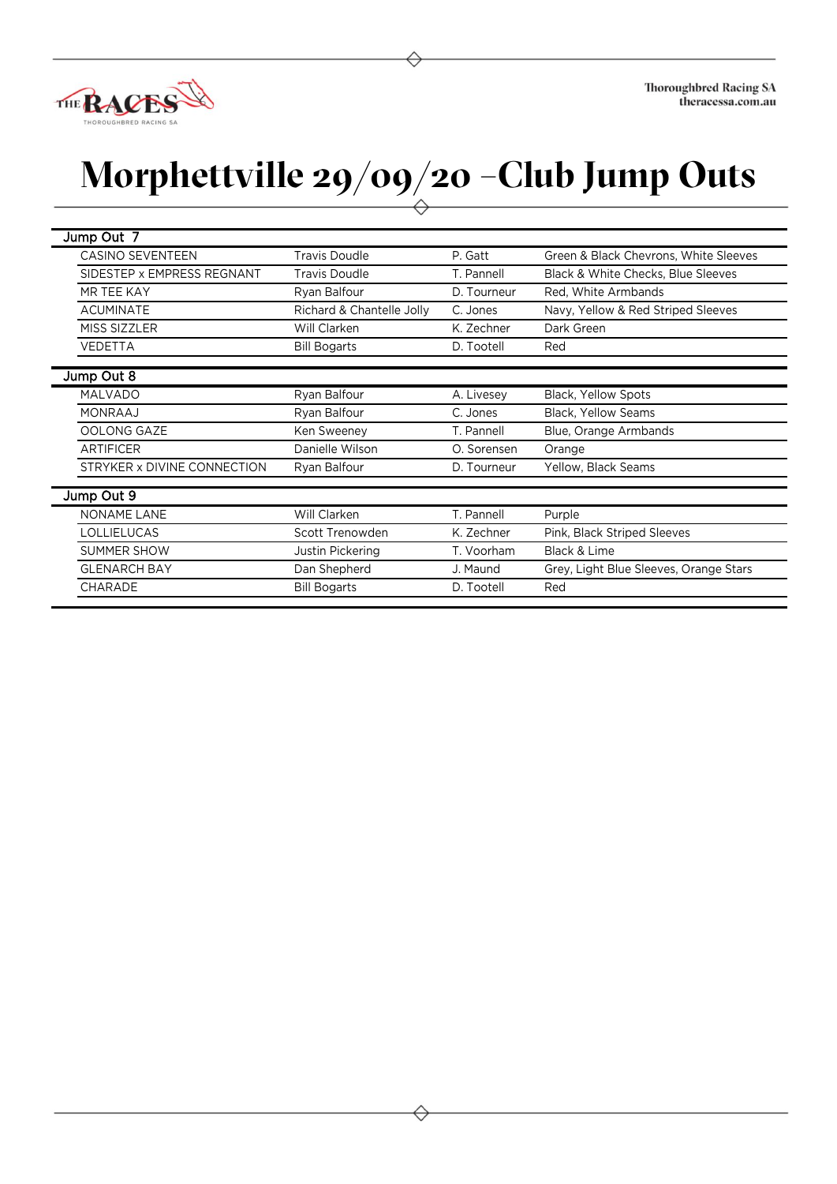# Morphettville 29/09/20 –Club Jump Outs

| | | | |
|---|---|---|---|
| **Jump Out 7** | | | |
| CASINO SEVENTEEN | Travis Doudle | P. Gatt | Green & Black Chevrons, White Sleeves |
| SIDESTEP x EMPRESS REGNANT | Travis Doudle | T. Pannell | Black & White Checks, Blue Sleeves |
| MR TEE KAY | Ryan Balfour | D. Tourneur | Red, White Armbands |
| ACUMINATE | Richard & Chantelle Jolly | C. Jones | Navy, Yellow & Red Striped Sleeves |
| MISS SIZZLER | Will Clarken | K. Zechner | Dark Green |
| VEDETTA | Bill Bogarts | D. Tootell | Red |
| **Jump Out 8** | | | |
| MALVADO | Ryan Balfour | A. Livesey | Black, Yellow Spots |
| MONRAAJ | Ryan Balfour | C. Jones | Black, Yellow Seams |
| OOLONG GAZE | Ken Sweeney | T. Pannell | Blue, Orange Armbands |
| ARTIFICER | Danielle Wilson | O. Sorensen | Orange |
| STRYKER x DIVINE CONNECTION | Ryan Balfour | D. Tourneur | Yellow, Black Seams |
| **Jump Out 9** | | | |
| NONAME LANE | Will Clarken | T. Pannell | Purple |
| LOLLIELUCAS | Scott Trenowden | K. Zechner | Pink, Black Striped Sleeves |
| SUMMER SHOW | Justin Pickering | T. Voorham | Black & Lime |
| GLENARCH BAY | Dan Shepherd | J. Maund | Grey, Light Blue Sleeves, Orange Stars |
| CHARADE | Bill Bogarts | D. Tootell | Red |